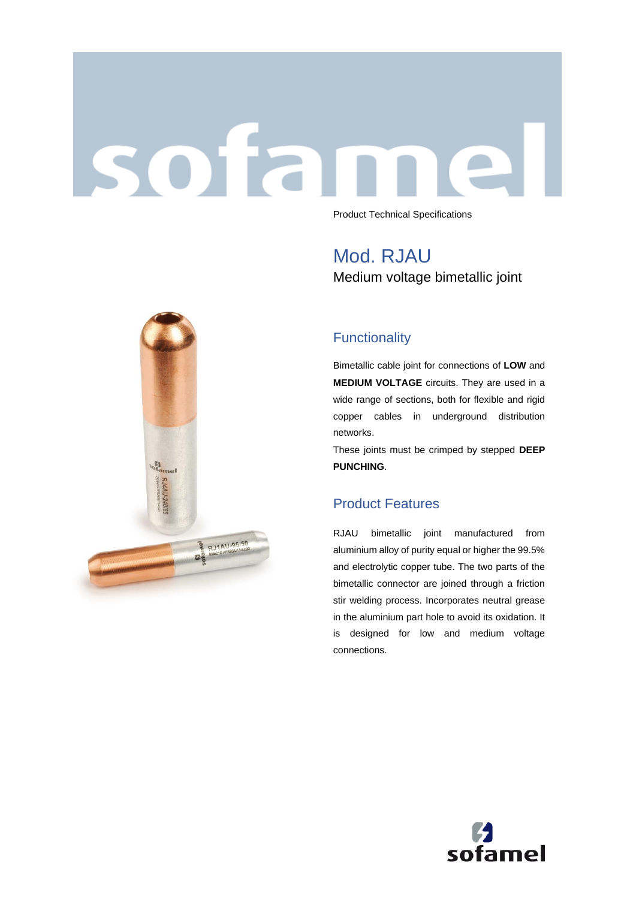Product Technical Specifications

# Mod. RJAU

Medium voltage bimetallic joint

## Functionality

Bimetallic cable joint for connections of **LOW** and **MEDIUM VOLTAGE** circuits. They are used in a wide range of sections, both for flexible and rigid copper cables in underground distribution networks.

These joints must be crimped by stepped **DEEP PUNCHING**.

## Product Features

RJAU bimetallic joint manufactured from aluminium alloy of purity equal or higher the 99.5% and electrolytic copper tube. The two parts of the bimetallic connector are joined through a friction stir welding process. Incorporates neutral grease in the aluminium part hole to avoid its oxidation. It is designed for low and medium voltage connections.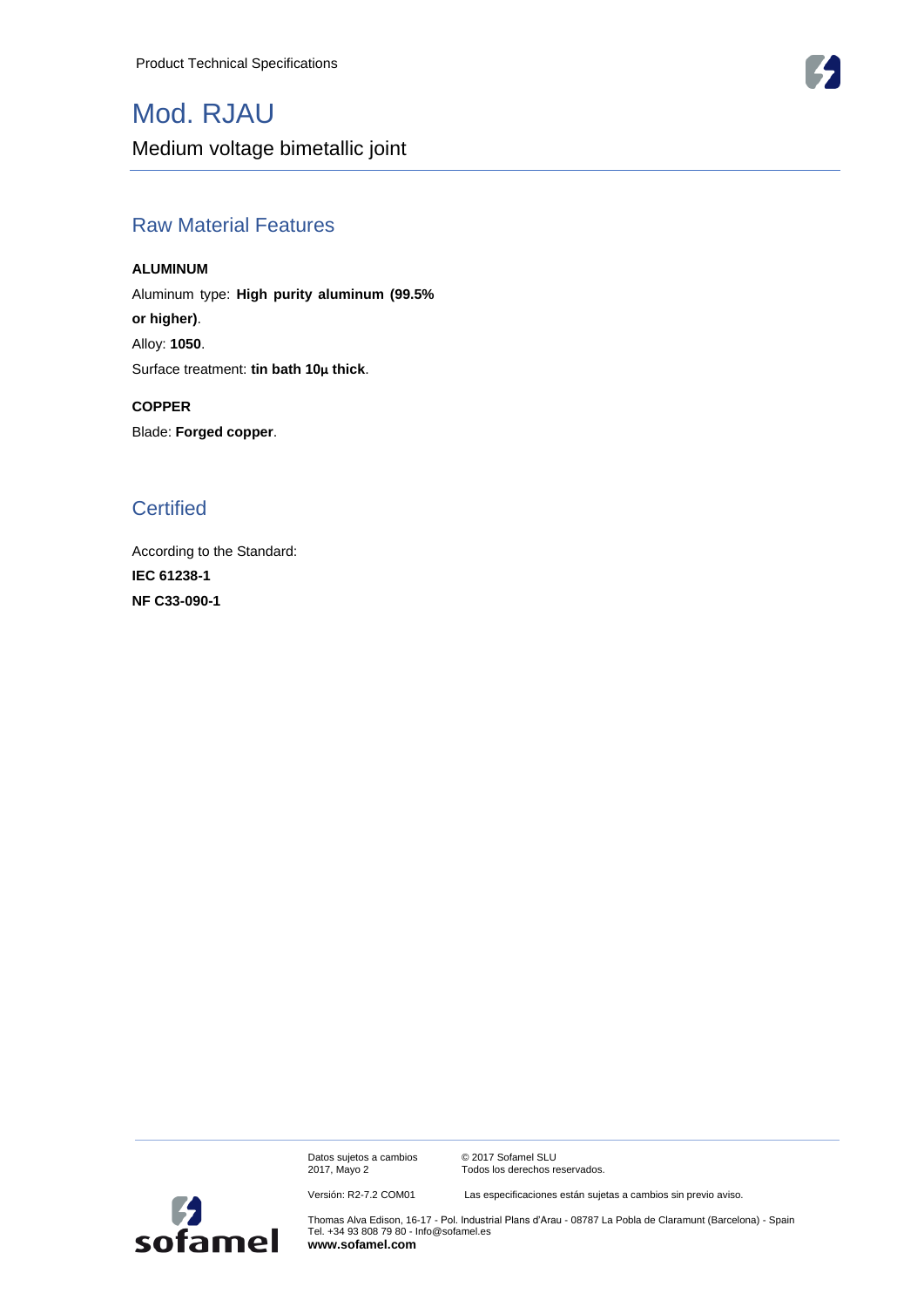# Mod. RJAU

Medium voltage bimetallic joint

## Raw Material Features

**ALUMINUM**

Aluminum type: **High purity aluminum (99.5% or higher)**.

Alloy: **1050**.

Surface treatment: **tin bath 10µ thick**.

**COPPER**

Blade: **Forged copper**.

## Certified

According to the Standard:

**IEC 61238-1**

**NF C33-090-1**